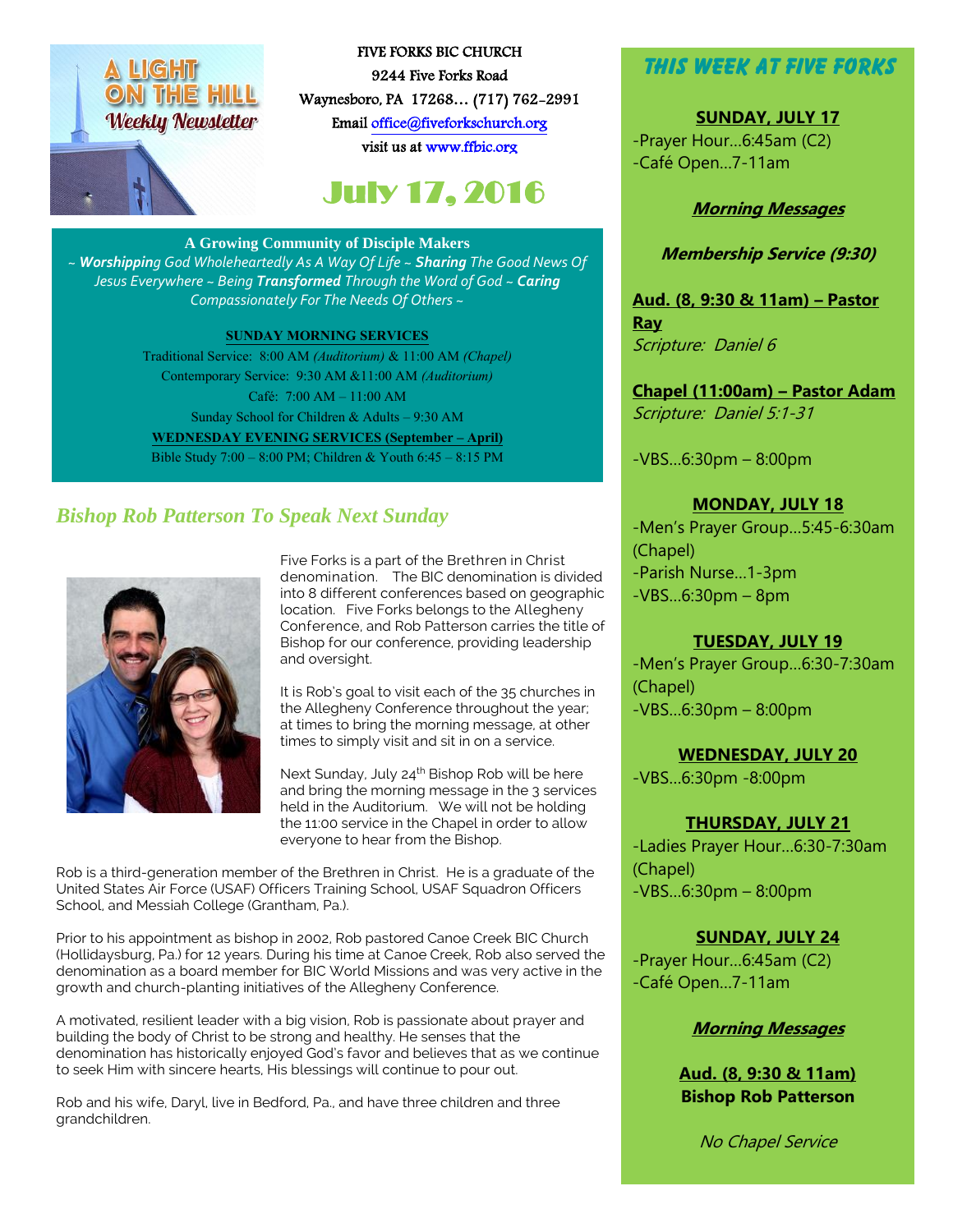# A LIGHT ON THE HILL Weekly Newsletter

FIVE FORKS BIC CHURCH
9244 Five Forks Road
Waynesboro, PA 17268… (717) 762-2991
Email office@fiveforkschurch.org
visit us at www.ffbic.org

## July 17, 2016

**A Growing Community of Disciple Makers**

~ ***Worshipping*** *God Wholeheartedly As A Way Of Life ~* ***Sharing*** *The Good News Of Jesus Everywhere ~ Being* ***Transformed*** *Through the Word of God ~* ***Caring*** *Compassionately For The Needs Of Others ~*

**SUNDAY MORNING SERVICES**

Traditional Service: 8:00 AM *(Auditorium)* & 11:00 AM *(Chapel)*
Contemporary Service: 9:30 AM &11:00 AM *(Auditorium)*
Café: 7:00 AM – 11:00 AM
Sunday School for Children & Adults – 9:30 AM

**WEDNESDAY EVENING SERVICES (September – April)**

Bible Study 7:00 – 8:00 PM; Children & Youth 6:45 – 8:15 PM

## *Bishop Rob Patterson To Speak Next Sunday*

Five Forks is a part of the Brethren in Christ denomination. The BIC denomination is divided into 8 different conferences based on geographic location. Five Forks belongs to the Allegheny Conference, and Rob Patterson carries the title of Bishop for our conference, providing leadership and oversight.

It is Rob's goal to visit each of the 35 churches in the Allegheny Conference throughout the year; at times to bring the morning message, at other times to simply visit and sit in on a service.

Next Sunday, July 24th Bishop Rob will be here and bring the morning message in the 3 services held in the Auditorium. We will not be holding the 11:00 service in the Chapel in order to allow everyone to hear from the Bishop.

Rob is a third-generation member of the Brethren in Christ. He is a graduate of the United States Air Force (USAF) Officers Training School, USAF Squadron Officers School, and Messiah College (Grantham, Pa.).

Prior to his appointment as bishop in 2002, Rob pastored Canoe Creek BIC Church (Hollidaysburg, Pa.) for 12 years. During his time at Canoe Creek, Rob also served the denomination as a board member for BIC World Missions and was very active in the growth and church-planting initiatives of the Allegheny Conference.

A motivated, resilient leader with a big vision, Rob is passionate about prayer and building the body of Christ to be strong and healthy. He senses that the denomination has historically enjoyed God's favor and believes that as we continue to seek Him with sincere hearts, His blessings will continue to pour out.

Rob and his wife, Daryl, live in Bedford, Pa., and have three children and three grandchildren.

## THIS WEEK AT FIVE FORKS

**SUNDAY, JULY 17**

-Prayer Hour…6:45am (C2)
-Café Open…7-11am

***Morning Messages***

***Membership Service (9:30)***

**Aud. (8, 9:30 & 11am) – Pastor Ray**
*Scripture: Daniel 6*

**Chapel (11:00am) – Pastor Adam**
*Scripture: Daniel 5:1-31*

-VBS…6:30pm – 8:00pm

**MONDAY, JULY 18**

-Men's Prayer Group…5:45-6:30am (Chapel)
-Parish Nurse…1-3pm
-VBS…6:30pm – 8pm

**TUESDAY, JULY 19**

-Men's Prayer Group…6:30-7:30am (Chapel)
-VBS…6:30pm – 8:00pm

**WEDNESDAY, JULY 20**

-VBS…6:30pm -8:00pm

**THURSDAY, JULY 21**

-Ladies Prayer Hour…6:30-7:30am (Chapel)
-VBS…6:30pm – 8:00pm

**SUNDAY, JULY 24**

-Prayer Hour…6:45am (C2)
-Café Open…7-11am

***Morning Messages***

**Aud. (8, 9:30 & 11am)**
**Bishop Rob Patterson**

*No Chapel Service*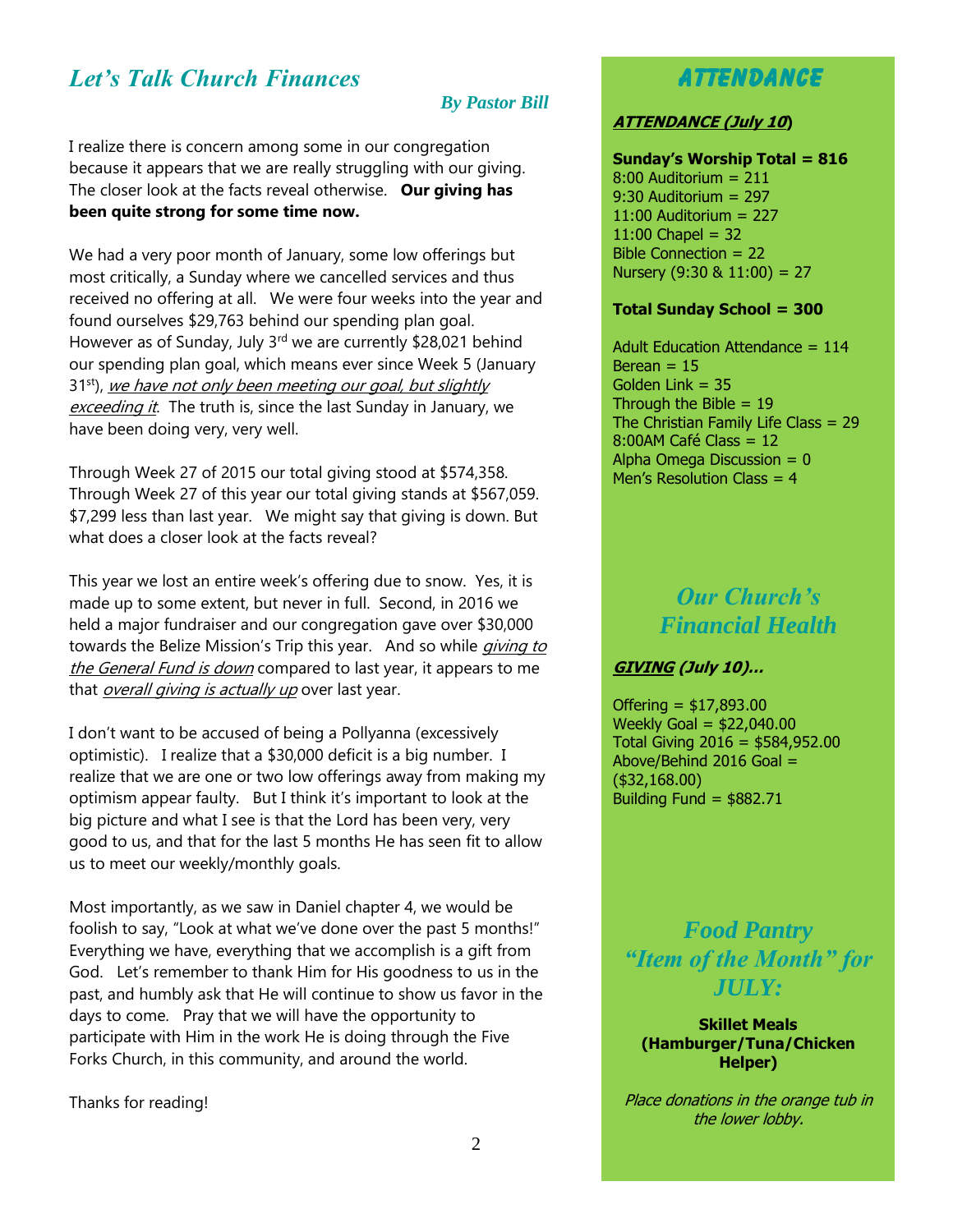## *Let's Talk Church Finances*

***By Pastor Bill***

I realize there is concern among some in our congregation because it appears that we are really struggling with our giving. The closer look at the facts reveal otherwise. **Our giving has been quite strong for some time now.**

We had a very poor month of January, some low offerings but most critically, a Sunday where we cancelled services and thus received no offering at all. We were four weeks into the year and found ourselves $29,763 behind our spending plan goal. However as of Sunday, July 3rd we are currently $28,021 behind our spending plan goal, which means ever since Week 5 (January 31st), *we have not only been meeting our goal, but slightly exceeding it*. The truth is, since the last Sunday in January, we have been doing very, very well.

Through Week 27 of 2015 our total giving stood at $574,358. Through Week 27 of this year our total giving stands at $567,059. $7,299 less than last year. We might say that giving is down. But what does a closer look at the facts reveal?

This year we lost an entire week's offering due to snow. Yes, it is made up to some extent, but never in full. Second, in 2016 we held a major fundraiser and our congregation gave over $30,000 towards the Belize Mission's Trip this year. And so while *giving to the General Fund is down* compared to last year, it appears to me that *overall giving is actually up* over last year.

I don't want to be accused of being a Pollyanna (excessively optimistic). I realize that a $30,000 deficit is a big number. I realize that we are one or two low offerings away from making my optimism appear faulty. But I think it's important to look at the big picture and what I see is that the Lord has been very, very good to us, and that for the last 5 months He has seen fit to allow us to meet our weekly/monthly goals.

Most importantly, as we saw in Daniel chapter 4, we would be foolish to say, "Look at what we've done over the past 5 months!" Everything we have, everything that we accomplish is a gift from God. Let's remember to thank Him for His goodness to us in the past, and humbly ask that He will continue to show us favor in the days to come. Pray that we will have the opportunity to participate with Him in the work He is doing through the Five Forks Church, in this community, and around the world.

Thanks for reading!

## ATTENDANCE

***ATTENDANCE (July 10)***

**Sunday's Worship Total = 816**
8:00 Auditorium = 211
9:30 Auditorium = 297
11:00 Auditorium = 227
11:00 Chapel = 32
Bible Connection = 22
Nursery (9:30 & 11:00) = 27

**Total Sunday School = 300**

Adult Education Attendance = 114
Berean = 15
Golden Link = 35
Through the Bible = 19
The Christian Family Life Class = 29
8:00AM Café Class = 12
Alpha Omega Discussion = 0
Men's Resolution Class = 4

## *Our Church's Financial Health*

***GIVING (July 10)…***

Offering = $17,893.00
Weekly Goal = $22,040.00
Total Giving 2016 = $584,952.00
Above/Behind 2016 Goal = ($32,168.00)
Building Fund = $882.71

## *Food Pantry "Item of the Month" for JULY:*

**Skillet Meals (Hamburger/Tuna/Chicken Helper)**

*Place donations in the orange tub in the lower lobby.*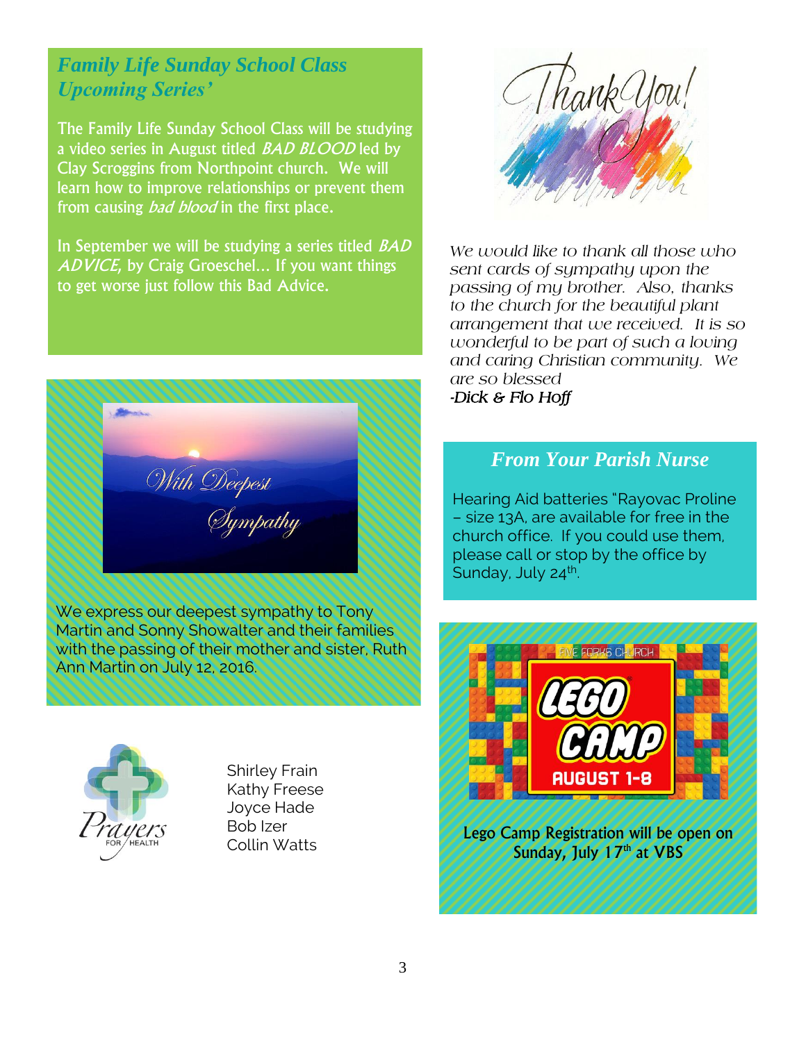## *Family Life Sunday School Class Upcoming Series'*

The Family Life Sunday School Class will be studying a video series in August titled *BAD BLOOD* led by Clay Scroggins from Northpoint church. We will learn how to improve relationships or prevent them from causing *bad blood* in the first place.

In September we will be studying a series titled *BAD ADVICE,* by Craig Groeschel… If you want things to get worse just follow this Bad Advice.

With Deepest Sympathy

We express our deepest sympathy to Tony Martin and Sonny Showalter and their families with the passing of their mother and sister, Ruth Ann Martin on July 12, 2016.

Prayers FOR HEALTH

Shirley Frain
Kathy Freese
Joyce Hade
Bob Izer
Collin Watts

Thank You!

*We would like to thank all those who sent cards of sympathy upon the passing of my brother. Also, thanks to the church for the beautiful plant arrangement that we received. It is so wonderful to be part of such a loving and caring Christian community. We are so blessed*
*-Dick & Flo Hoff*

## *From Your Parish Nurse*

Hearing Aid batteries "Rayovac Proline – size 13A, are available for free in the church office. If you could use them, please call or stop by the office by Sunday, July 24th.

FIVE FORKS CHURCH
LEGO CAMP
AUGUST 1-8

**Lego Camp Registration will be open on Sunday, July 17th at VBS**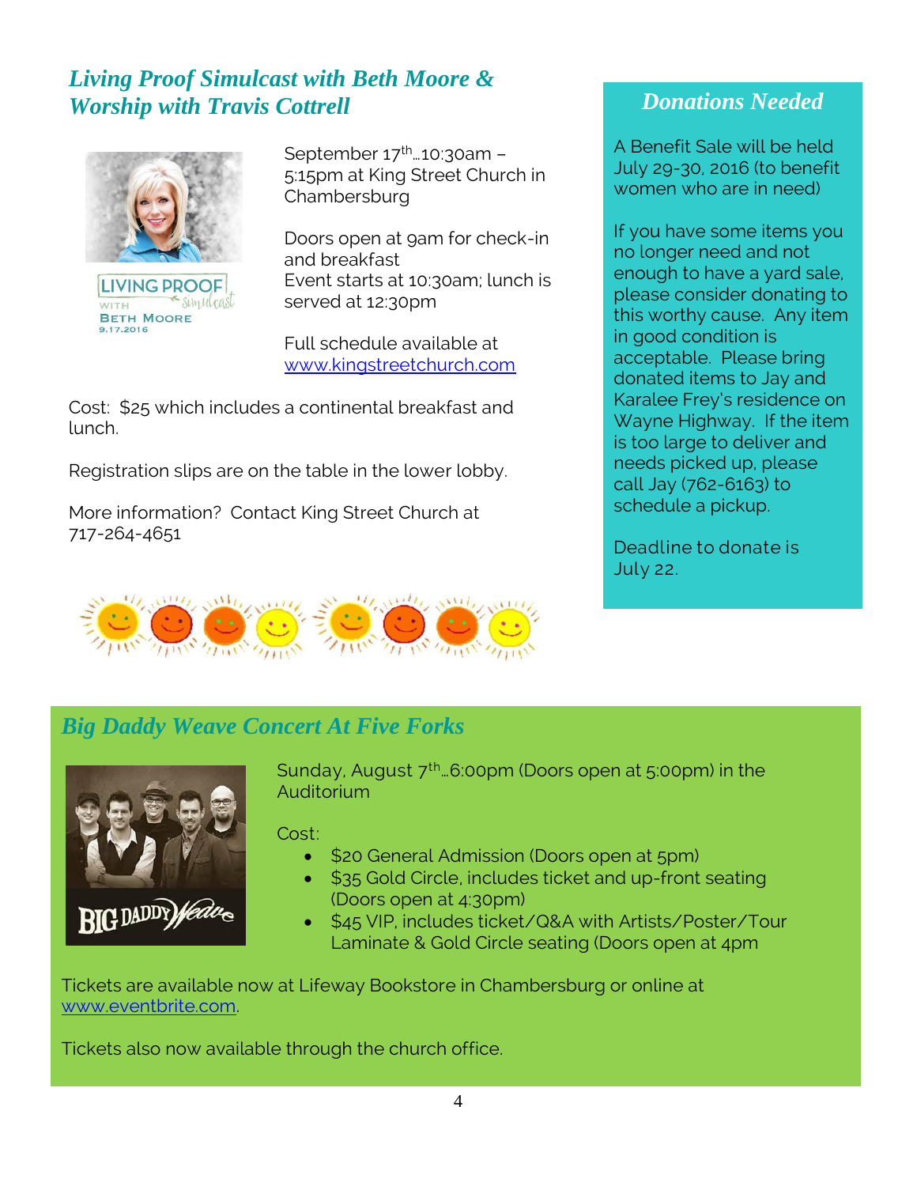## *Living Proof Simulcast with Beth Moore & Worship with Travis Cottrell*

September 17th…10:30am – 5:15pm at King Street Church in Chambersburg

Doors open at 9am for check-in and breakfast
Event starts at 10:30am; lunch is served at 12:30pm

Full schedule available at www.kingstreetchurch.com

Cost: $25 which includes a continental breakfast and lunch.

Registration slips are on the table in the lower lobby.

More information? Contact King Street Church at 717-264-4651

## *Donations Needed*

A Benefit Sale will be held July 29-30, 2016 (to benefit women who are in need)

If you have some items you no longer need and not enough to have a yard sale, please consider donating to this worthy cause. Any item in good condition is acceptable. Please bring donated items to Jay and Karalee Frey's residence on Wayne Highway. If the item is too large to deliver and needs picked up, please call Jay (762-6163) to schedule a pickup.

Deadline to donate is July 22.

## *Big Daddy Weave Concert At Five Forks*

Sunday, August 7th…6:00pm (Doors open at 5:00pm) in the Auditorium

Cost:

- $20 General Admission (Doors open at 5pm)
- $35 Gold Circle, includes ticket and up-front seating (Doors open at 4:30pm)
- $45 VIP, includes ticket/Q&A with Artists/Poster/Tour Laminate & Gold Circle seating (Doors open at 4pm

Tickets are available now at Lifeway Bookstore in Chambersburg or online at www.eventbrite.com.

Tickets also now available through the church office.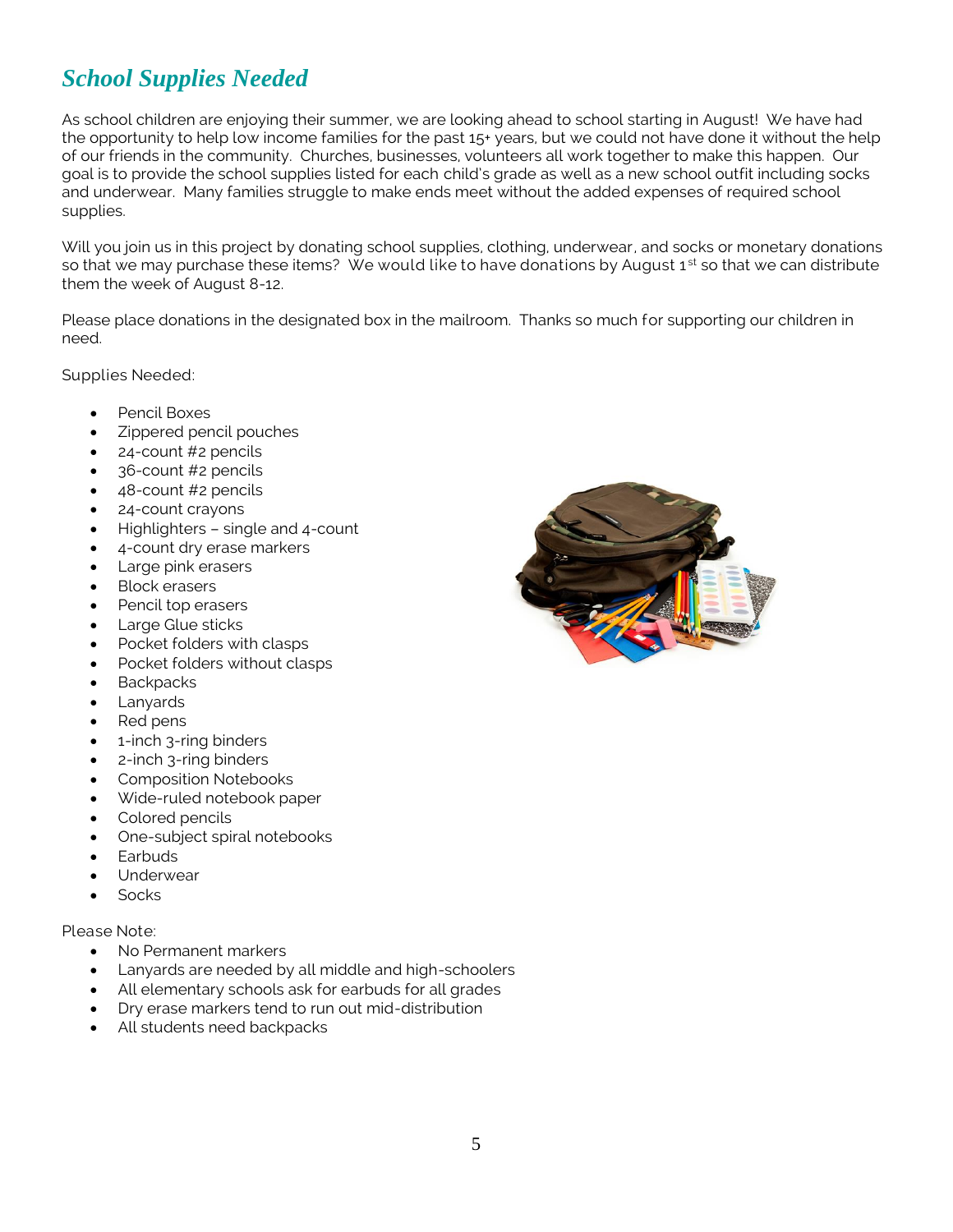## *School Supplies Needed*

As school children are enjoying their summer, we are looking ahead to school starting in August! We have had the opportunity to help low income families for the past 15+ years, but we could not have done it without the help of our friends in the community. Churches, businesses, volunteers all work together to make this happen. Our goal is to provide the school supplies listed for each child's grade as well as a new school outfit including socks and underwear. Many families struggle to make ends meet without the added expenses of required school supplies.

Will you join us in this project by donating school supplies, clothing, underwear, and socks or monetary donations so that we may purchase these items? We would like to have donations by August 1st so that we can distribute them the week of August 8-12.

Please place donations in the designated box in the mailroom. Thanks so much for supporting our children in need.

Supplies Needed:

- Pencil Boxes
- Zippered pencil pouches
- 24-count #2 pencils
- 36-count #2 pencils
- 48-count #2 pencils
- 24-count crayons
- Highlighters – single and 4-count
- 4-count dry erase markers
- Large pink erasers
- Block erasers
- Pencil top erasers
- Large Glue sticks
- Pocket folders with clasps
- Pocket folders without clasps
- Backpacks
- Lanyards
- Red pens
- 1-inch 3-ring binders
- 2-inch 3-ring binders
- Composition Notebooks
- Wide-ruled notebook paper
- Colored pencils
- One-subject spiral notebooks
- Earbuds
- Underwear
- Socks

Please Note:

- No Permanent markers
- Lanyards are needed by all middle and high-schoolers
- All elementary schools ask for earbuds for all grades
- Dry erase markers tend to run out mid-distribution
- All students need backpacks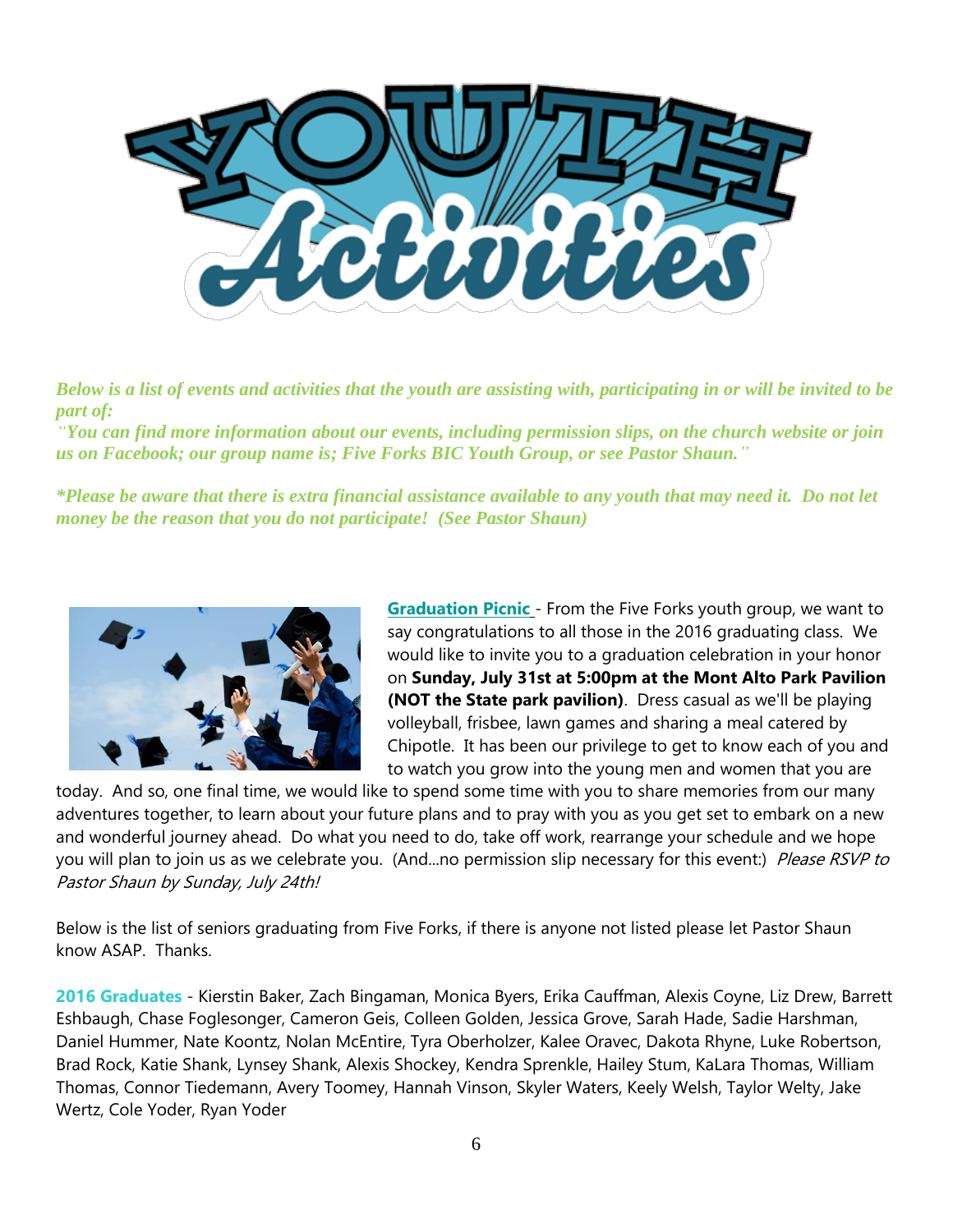# YOUTH Activities

***Below is a list of events and activities that the youth are assisting with, participating in or will be invited to be part of:***
***"You can find more information about our events, including permission slips, on the church website or join us on Facebook; our group name is; Five Forks BIC Youth Group, or see Pastor Shaun."***

***\*Please be aware that there is extra financial assistance available to any youth that may need it. Do not let money be the reason that you do not participate! (See Pastor Shaun)***

**Graduation Picnic** - From the Five Forks youth group, we want to say congratulations to all those in the 2016 graduating class. We would like to invite you to a graduation celebration in your honor on **Sunday, July 31st at 5:00pm at the Mont Alto Park Pavilion (NOT the State park pavilion)**. Dress casual as we'll be playing volleyball, frisbee, lawn games and sharing a meal catered by Chipotle. It has been our privilege to get to know each of you and to watch you grow into the young men and women that you are today. And so, one final time, we would like to spend some time with you to share memories from our many adventures together, to learn about your future plans and to pray with you as you get set to embark on a new and wonderful journey ahead. Do what you need to do, take off work, rearrange your schedule and we hope you will plan to join us as we celebrate you. (And...no permission slip necessary for this event:) *Please RSVP to Pastor Shaun by Sunday, July 24th!*

Below is the list of seniors graduating from Five Forks, if there is anyone not listed please let Pastor Shaun know ASAP. Thanks.

**2016 Graduates** - Kierstin Baker, Zach Bingaman, Monica Byers, Erika Cauffman, Alexis Coyne, Liz Drew, Barrett Eshbaugh, Chase Foglesonger, Cameron Geis, Colleen Golden, Jessica Grove, Sarah Hade, Sadie Harshman, Daniel Hummer, Nate Koontz, Nolan McEntire, Tyra Oberholzer, Kalee Oravec, Dakota Rhyne, Luke Robertson, Brad Rock, Katie Shank, Lynsey Shank, Alexis Shockey, Kendra Sprenkle, Hailey Stum, KaLara Thomas, William Thomas, Connor Tiedemann, Avery Toomey, Hannah Vinson, Skyler Waters, Keely Welsh, Taylor Welty, Jake Wertz, Cole Yoder, Ryan Yoder